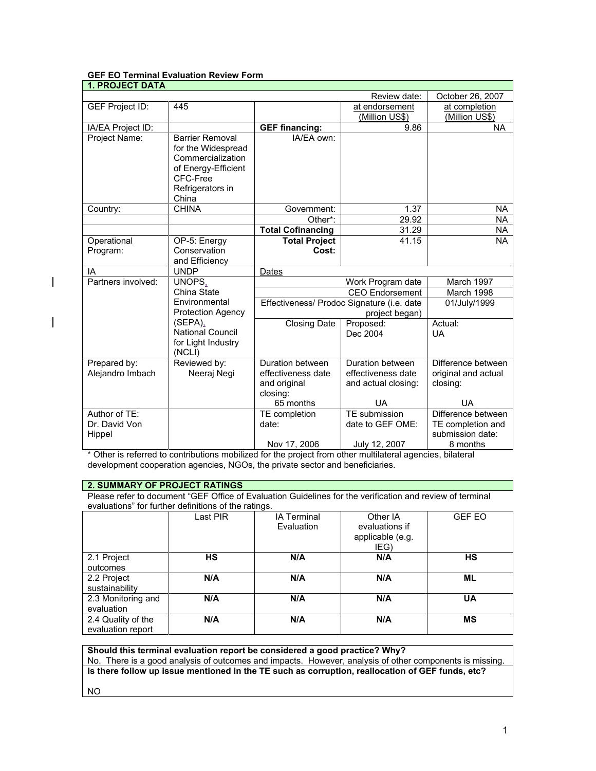**GEF EO Terminal Evaluation Review Form**

**1. PROJECT DATA**

| | | | | |
|---|---|---|---|---|
| | | | Review date: | October 26, 2007 |
| GEF Project ID: | 445 | | at endorsement (Million US$) | at completion (Million US$) |
| IA/EA Project ID: | | **GEF financing:** | 9.86 | NA |
| Project Name: | Barrier Removal for the Widespread Commercialization of Energy-Efficient CFC-Free Refrigerators in China | IA/EA own: | | |
| Country: | CHINA | Government: | 1.37 | NA |
| | | Other*: | 29.92 | NA |
| | | **Total Cofinancing** | 31.29 | NA |
| Operational Program: | OP-5: Energy Conservation and Efficiency | **Total Project Cost:** | 41.15 | NA |
| IA | UNDP | Dates | | |
| Partners involved: | UNOPS, China State Environmental Protection Agency (SEPA), National Council for Light Industry (NCLI) | Work Program date | | March 1997 |
| | | CEO Endorsement | | March 1998 |
| | | Effectiveness/ Prodoc Signature (i.e. date project began) | | 01/July/1999 |
| | | Closing Date | Proposed: Dec 2004 | Actual: UA |
| Prepared by: Alejandro Imbach | Reviewed by: Neeraj Negi | Duration between effectiveness date and original closing: 65 months | Duration between effectiveness date and actual closing: UA | Difference between original and actual closing: UA |
| Author of TE: Dr. David Von Hippel | | TE completion date: Nov 17, 2006 | TE submission date to GEF OME: July 12, 2007 | Difference between TE completion and submission date: 8 months |

* Other is referred to contributions mobilized for the project from other multilateral agencies, bilateral development cooperation agencies, NGOs, the private sector and beneficiaries.

**2. SUMMARY OF PROJECT RATINGS**

Please refer to document "GEF Office of Evaluation Guidelines for the verification and review of terminal evaluations" for further definitions of the ratings.

| | Last PIR | IA Terminal Evaluation | Other IA evaluations if applicable (e.g. IEG) | GEF EO |
|---|---|---|---|---|
| 2.1 Project outcomes | **HS** | **N/A** | **N/A** | **HS** |
| 2.2 Project sustainability | **N/A** | **N/A** | **N/A** | **ML** |
| 2.3 Monitoring and evaluation | **N/A** | **N/A** | **N/A** | **UA** |
| 2.4 Quality of the evaluation report | **N/A** | **N/A** | **N/A** | **MS** |

**Should this terminal evaluation report be considered a good practice? Why?**

No. There is a good analysis of outcomes and impacts. However, analysis of other components is missing.

**Is there follow up issue mentioned in the TE such as corruption, reallocation of GEF funds, etc?**

NO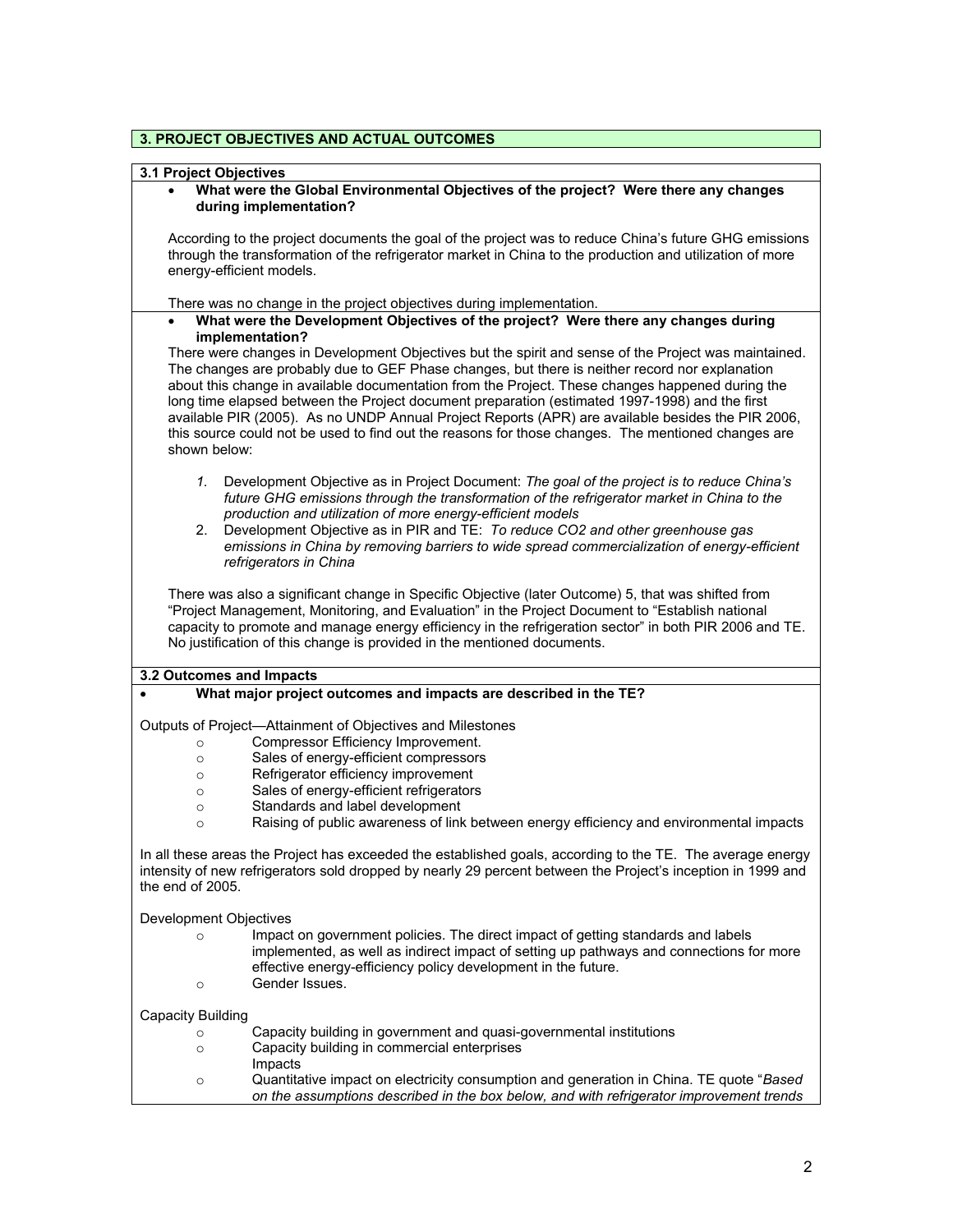## 3. PROJECT OBJECTIVES AND ACTUAL OUTCOMES

### 3.1 Project Objectives

- **What were the Global Environmental Objectives of the project? Were there any changes during implementation?**

According to the project documents the goal of the project was to reduce China's future GHG emissions through the transformation of the refrigerator market in China to the production and utilization of more energy-efficient models.

There was no change in the project objectives during implementation.

- **What were the Development Objectives of the project? Were there any changes during implementation?**

There were changes in Development Objectives but the spirit and sense of the Project was maintained. The changes are probably due to GEF Phase changes, but there is neither record nor explanation about this change in available documentation from the Project. These changes happened during the long time elapsed between the Project document preparation (estimated 1997-1998) and the first available PIR (2005). As no UNDP Annual Project Reports (APR) are available besides the PIR 2006, this source could not be used to find out the reasons for those changes. The mentioned changes are shown below:

1. Development Objective as in Project Document: *The goal of the project is to reduce China's future GHG emissions through the transformation of the refrigerator market in China to the production and utilization of more energy-efficient models*
2. Development Objective as in PIR and TE: *To reduce CO2 and other greenhouse gas emissions in China by removing barriers to wide spread commercialization of energy-efficient refrigerators in China*

There was also a significant change in Specific Objective (later Outcome) 5, that was shifted from "Project Management, Monitoring, and Evaluation" in the Project Document to "Establish national capacity to promote and manage energy efficiency in the refrigeration sector" in both PIR 2006 and TE. No justification of this change is provided in the mentioned documents.

### 3.2 Outcomes and Impacts

- **What major project outcomes and impacts are described in the TE?**

Outputs of Project—Attainment of Objectives and Milestones

- Compressor Efficiency Improvement.
- Sales of energy-efficient compressors
- Refrigerator efficiency improvement
- Sales of energy-efficient refrigerators
- Standards and label development
- Raising of public awareness of link between energy efficiency and environmental impacts

In all these areas the Project has exceeded the established goals, according to the TE. The average energy intensity of new refrigerators sold dropped by nearly 29 percent between the Project's inception in 1999 and the end of 2005.

Development Objectives

- Impact on government policies. The direct impact of getting standards and labels implemented, as well as indirect impact of setting up pathways and connections for more effective energy-efficiency policy development in the future.
- Gender Issues.

Capacity Building

- Capacity building in government and quasi-governmental institutions
- Capacity building in commercial enterprises

Impacts

- Quantitative impact on electricity consumption and generation in China. TE quote "*Based on the assumptions described in the box below, and with refrigerator improvement trends*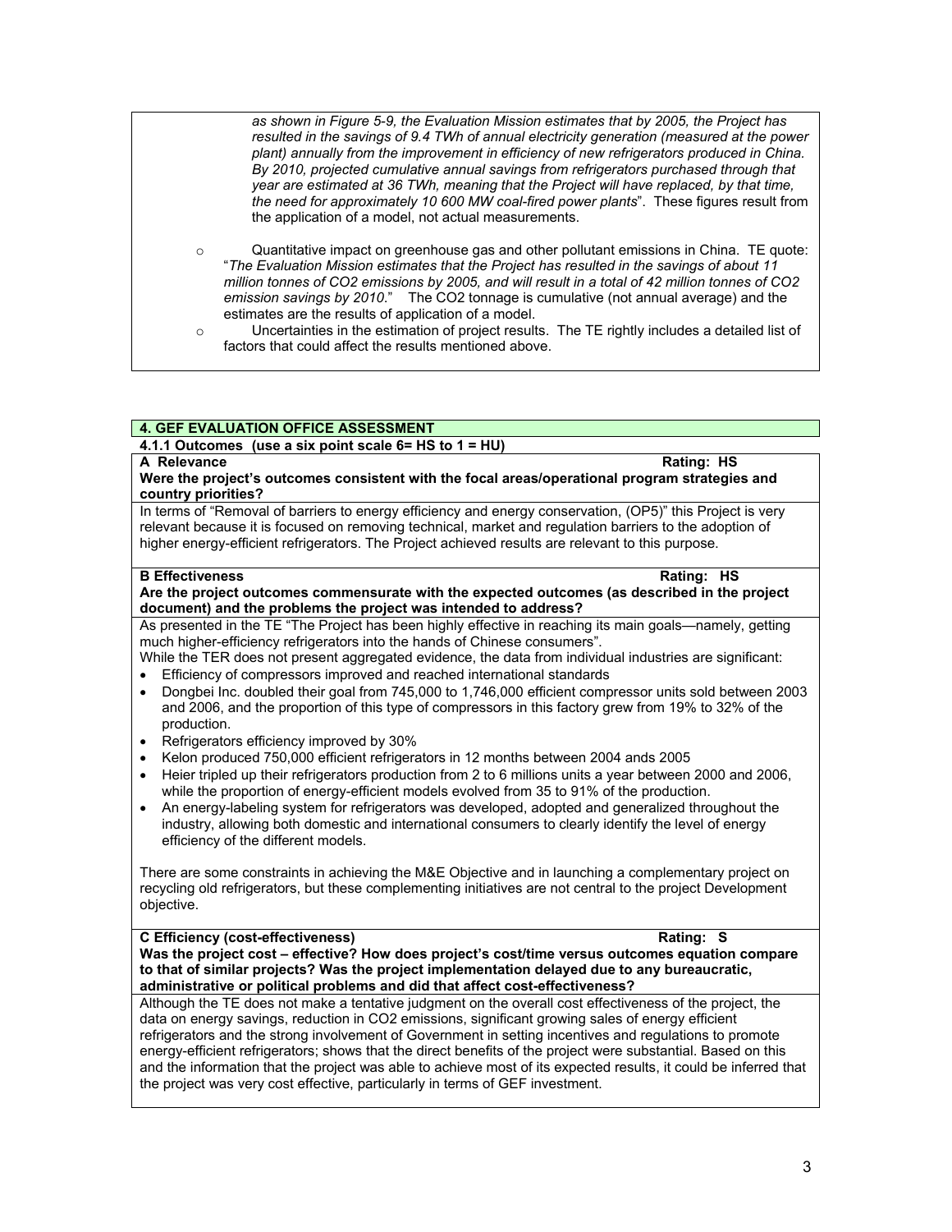*as shown in Figure 5-9, the Evaluation Mission estimates that by 2005, the Project has resulted in the savings of 9.4 TWh of annual electricity generation (measured at the power plant) annually from the improvement in efficiency of new refrigerators produced in China. By 2010, projected cumulative annual savings from refrigerators purchased through that year are estimated at 36 TWh, meaning that the Project will have replaced, by that time, the need for approximately 10 600 MW coal-fired power plants*". These figures result from the application of a model, not actual measurements.

- Quantitative impact on greenhouse gas and other pollutant emissions in China. TE quote: "*The Evaluation Mission estimates that the Project has resulted in the savings of about 11 million tonnes of CO2 emissions by 2005, and will result in a total of 42 million tonnes of CO2 emission savings by 2010*." The CO2 tonnage is cumulative (not annual average) and the estimates are the results of application of a model.
- Uncertainties in the estimation of project results. The TE rightly includes a detailed list of factors that could affect the results mentioned above.

## 4. GEF EVALUATION OFFICE ASSESSMENT

### 4.1.1 Outcomes (use a six point scale 6= HS to 1 = HU)

**A Relevance** **Rating: HS**

**Were the project's outcomes consistent with the focal areas/operational program strategies and country priorities?**

In terms of "Removal of barriers to energy efficiency and energy conservation, (OP5)" this Project is very relevant because it is focused on removing technical, market and regulation barriers to the adoption of higher energy-efficient refrigerators. The Project achieved results are relevant to this purpose.

**B Effectiveness** **Rating: HS**

**Are the project outcomes commensurate with the expected outcomes (as described in the project document) and the problems the project was intended to address?**

As presented in the TE "The Project has been highly effective in reaching its main goals—namely, getting much higher-efficiency refrigerators into the hands of Chinese consumers".

While the TER does not present aggregated evidence, the data from individual industries are significant:

- Efficiency of compressors improved and reached international standards
- Dongbei Inc. doubled their goal from 745,000 to 1,746,000 efficient compressor units sold between 2003 and 2006, and the proportion of this type of compressors in this factory grew from 19% to 32% of the production.
- Refrigerators efficiency improved by 30%
- Kelon produced 750,000 efficient refrigerators in 12 months between 2004 ands 2005
- Heier tripled up their refrigerators production from 2 to 6 millions units a year between 2000 and 2006, while the proportion of energy-efficient models evolved from 35 to 91% of the production.
- An energy-labeling system for refrigerators was developed, adopted and generalized throughout the industry, allowing both domestic and international consumers to clearly identify the level of energy efficiency of the different models.

There are some constraints in achieving the M&E Objective and in launching a complementary project on recycling old refrigerators, but these complementing initiatives are not central to the project Development objective.

**C Efficiency (cost-effectiveness)** **Rating: S**

**Was the project cost – effective? How does project's cost/time versus outcomes equation compare to that of similar projects? Was the project implementation delayed due to any bureaucratic, administrative or political problems and did that affect cost-effectiveness?**

Although the TE does not make a tentative judgment on the overall cost effectiveness of the project, the data on energy savings, reduction in CO2 emissions, significant growing sales of energy efficient refrigerators and the strong involvement of Government in setting incentives and regulations to promote energy-efficient refrigerators; shows that the direct benefits of the project were substantial. Based on this and the information that the project was able to achieve most of its expected results, it could be inferred that the project was very cost effective, particularly in terms of GEF investment.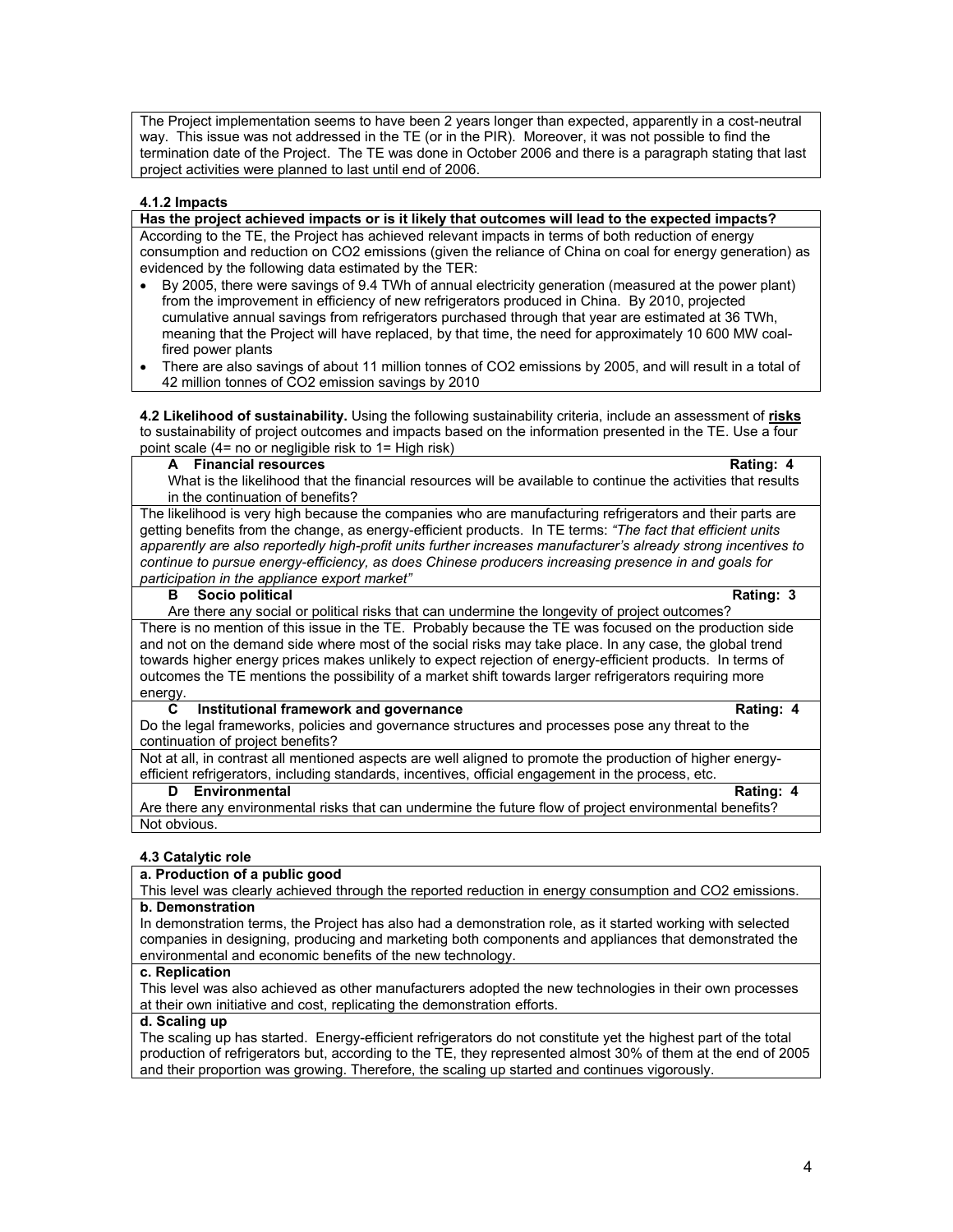The Project implementation seems to have been 2 years longer than expected, apparently in a cost-neutral way. This issue was not addressed in the TE (or in the PIR). Moreover, it was not possible to find the termination date of the Project. The TE was done in October 2006 and there is a paragraph stating that last project activities were planned to last until end of 2006.

#### 4.1.2 Impacts

**Has the project achieved impacts or is it likely that outcomes will lead to the expected impacts?**

According to the TE, the Project has achieved relevant impacts in terms of both reduction of energy consumption and reduction on $CO_2$ emissions (given the reliance of China on coal for energy generation) as evidenced by the following data estimated by the TER:

- By 2005, there were savings of 9.4 TWh of annual electricity generation (measured at the power plant) from the improvement in efficiency of new refrigerators produced in China. By 2010, projected cumulative annual savings from refrigerators purchased through that year are estimated at 36 TWh, meaning that the Project will have replaced, by that time, the need for approximately 10 600 MW coal-fired power plants
- There are also savings of about 11 million tonnes of $CO_2$ emissions by 2005, and will result in a total of 42 million tonnes of $CO_2$ emission savings by 2010

**4.2 Likelihood of sustainability.** Using the following sustainability criteria, include an assessment of **risks** to sustainability of project outcomes and impacts based on the information presented in the TE. Use a four point scale (4= no or negligible risk to 1= High risk)

**A Financial resources** — **Rating: 4**

What is the likelihood that the financial resources will be available to continue the activities that results in the continuation of benefits?

The likelihood is very high because the companies who are manufacturing refrigerators and their parts are getting benefits from the change, as energy-efficient products. In TE terms: *"The fact that efficient units apparently are also reportedly high-profit units further increases manufacturer's already strong incentives to continue to pursue energy-efficiency, as does Chinese producers increasing presence in and goals for participation in the appliance export market"*

**B Socio political** — **Rating: 3**

Are there any social or political risks that can undermine the longevity of project outcomes?

There is no mention of this issue in the TE. Probably because the TE was focused on the production side and not on the demand side where most of the social risks may take place. In any case, the global trend towards higher energy prices makes unlikely to expect rejection of energy-efficient products. In terms of outcomes the TE mentions the possibility of a market shift towards larger refrigerators requiring more energy.

**C Institutional framework and governance** — **Rating: 4**

Do the legal frameworks, policies and governance structures and processes pose any threat to the continuation of project benefits?

Not at all, in contrast all mentioned aspects are well aligned to promote the production of higher energy-efficient refrigerators, including standards, incentives, official engagement in the process, etc.

**D Environmental** — **Rating: 4**

Are there any environmental risks that can undermine the future flow of project environmental benefits?

Not obvious.

#### 4.3 Catalytic role

**a. Production of a public good**

This level was clearly achieved through the reported reduction in energy consumption and $CO_2$ emissions.

**b. Demonstration**

In demonstration terms, the Project has also had a demonstration role, as it started working with selected companies in designing, producing and marketing both components and appliances that demonstrated the environmental and economic benefits of the new technology.

**c. Replication**

This level was also achieved as other manufacturers adopted the new technologies in their own processes at their own initiative and cost, replicating the demonstration efforts.

**d. Scaling up**

The scaling up has started. Energy-efficient refrigerators do not constitute yet the highest part of the total production of refrigerators but, according to the TE, they represented almost 30% of them at the end of 2005 and their proportion was growing. Therefore, the scaling up started and continues vigorously.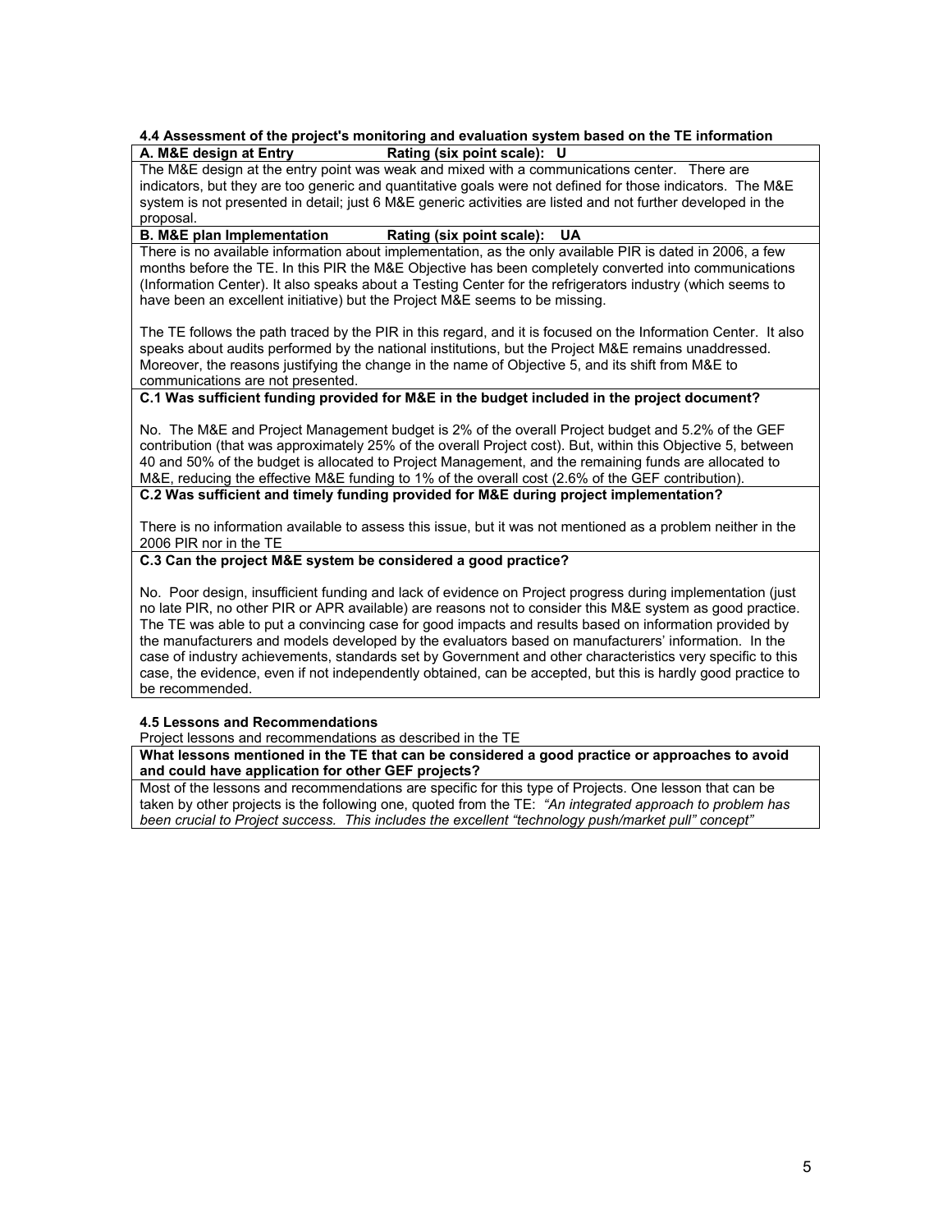**4.4 Assessment of the project's monitoring and evaluation system based on the TE information**

**A. M&E design at Entry** **Rating (six point scale): U**

The M&E design at the entry point was weak and mixed with a communications center. There are indicators, but they are too generic and quantitative goals were not defined for those indicators. The M&E system is not presented in detail; just 6 M&E generic activities are listed and not further developed in the proposal.

**B. M&E plan Implementation** **Rating (six point scale): UA**

There is no available information about implementation, as the only available PIR is dated in 2006, a few months before the TE. In this PIR the M&E Objective has been completely converted into communications (Information Center). It also speaks about a Testing Center for the refrigerators industry (which seems to have been an excellent initiative) but the Project M&E seems to be missing.

The TE follows the path traced by the PIR in this regard, and it is focused on the Information Center. It also speaks about audits performed by the national institutions, but the Project M&E remains unaddressed. Moreover, the reasons justifying the change in the name of Objective 5, and its shift from M&E to communications are not presented.

**C.1 Was sufficient funding provided for M&E in the budget included in the project document?**

No. The M&E and Project Management budget is 2% of the overall Project budget and 5.2% of the GEF contribution (that was approximately 25% of the overall Project cost). But, within this Objective 5, between 40 and 50% of the budget is allocated to Project Management, and the remaining funds are allocated to M&E, reducing the effective M&E funding to 1% of the overall cost (2.6% of the GEF contribution).

**C.2 Was sufficient and timely funding provided for M&E during project implementation?**

There is no information available to assess this issue, but it was not mentioned as a problem neither in the 2006 PIR nor in the TE

**C.3 Can the project M&E system be considered a good practice?**

No. Poor design, insufficient funding and lack of evidence on Project progress during implementation (just no late PIR, no other PIR or APR available) are reasons not to consider this M&E system as good practice. The TE was able to put a convincing case for good impacts and results based on information provided by the manufacturers and models developed by the evaluators based on manufacturers' information. In the case of industry achievements, standards set by Government and other characteristics very specific to this case, the evidence, even if not independently obtained, can be accepted, but this is hardly good practice to be recommended.

**4.5 Lessons and Recommendations**

Project lessons and recommendations as described in the TE

**What lessons mentioned in the TE that can be considered a good practice or approaches to avoid and could have application for other GEF projects?**

Most of the lessons and recommendations are specific for this type of Projects. One lesson that can be taken by other projects is the following one, quoted from the TE: *"An integrated approach to problem has been crucial to Project success. This includes the excellent "technology push/market pull" concept"*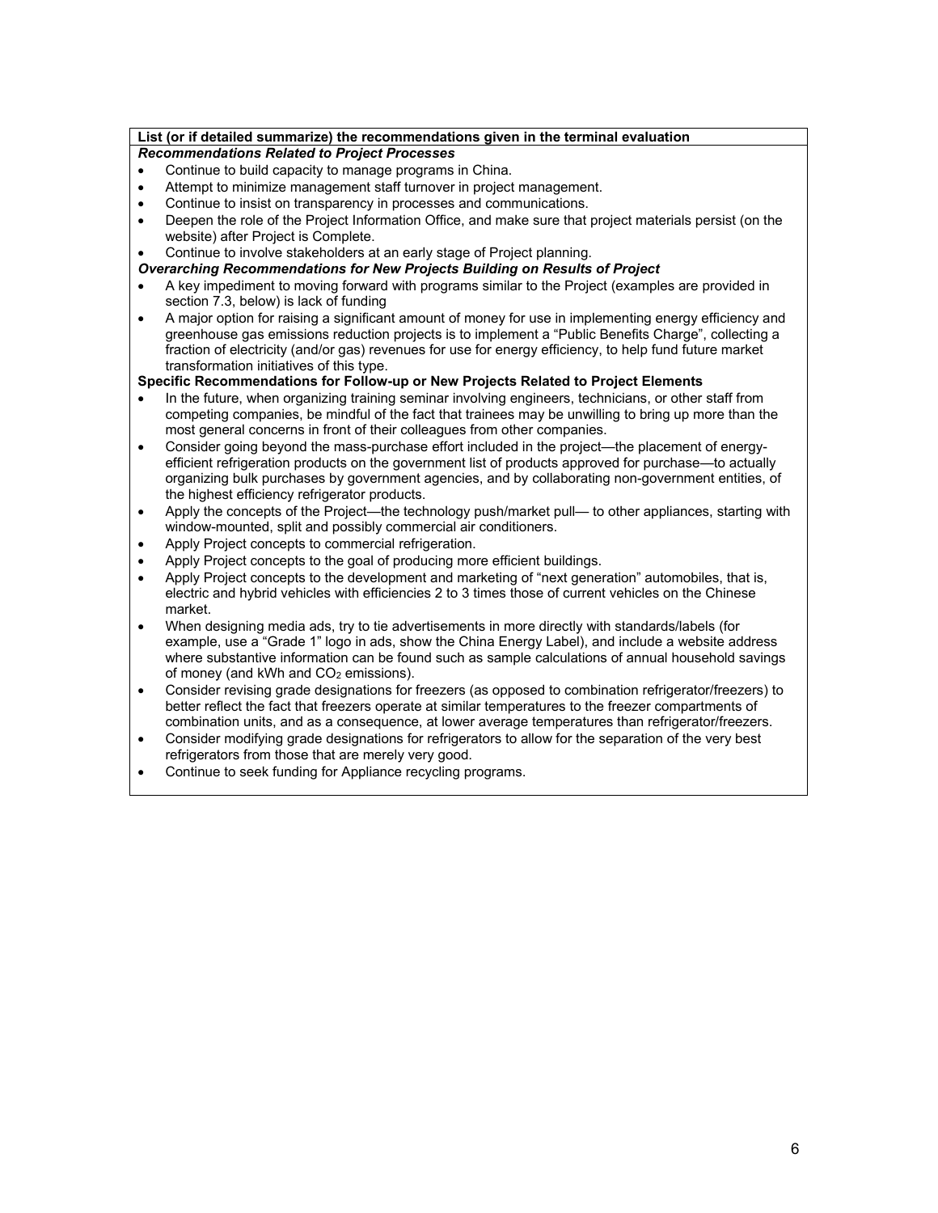**List (or if detailed summarize) the recommendations given in the terminal evaluation**

***Recommendations Related to Project Processes***

- Continue to build capacity to manage programs in China.
- Attempt to minimize management staff turnover in project management.
- Continue to insist on transparency in processes and communications.
- Deepen the role of the Project Information Office, and make sure that project materials persist (on the website) after Project is Complete.
- Continue to involve stakeholders at an early stage of Project planning.

***Overarching Recommendations for New Projects Building on Results of Project***

- A key impediment to moving forward with programs similar to the Project (examples are provided in section 7.3, below) is lack of funding
- A major option for raising a significant amount of money for use in implementing energy efficiency and greenhouse gas emissions reduction projects is to implement a "Public Benefits Charge", collecting a fraction of electricity (and/or gas) revenues for use for energy efficiency, to help fund future market transformation initiatives of this type.

**Specific Recommendations for Follow-up or New Projects Related to Project Elements**

- In the future, when organizing training seminar involving engineers, technicians, or other staff from competing companies, be mindful of the fact that trainees may be unwilling to bring up more than the most general concerns in front of their colleagues from other companies.
- Consider going beyond the mass-purchase effort included in the project—the placement of energy-efficient refrigeration products on the government list of products approved for purchase—to actually organizing bulk purchases by government agencies, and by collaborating non-government entities, of the highest efficiency refrigerator products.
- Apply the concepts of the Project—the technology push/market pull— to other appliances, starting with window-mounted, split and possibly commercial air conditioners.
- Apply Project concepts to commercial refrigeration.
- Apply Project concepts to the goal of producing more efficient buildings.
- Apply Project concepts to the development and marketing of "next generation" automobiles, that is, electric and hybrid vehicles with efficiencies 2 to 3 times those of current vehicles on the Chinese market.
- When designing media ads, try to tie advertisements in more directly with standards/labels (for example, use a "Grade 1" logo in ads, show the China Energy Label), and include a website address where substantive information can be found such as sample calculations of annual household savings of money (and kWh and $CO_2$ emissions).
- Consider revising grade designations for freezers (as opposed to combination refrigerator/freezers) to better reflect the fact that freezers operate at similar temperatures to the freezer compartments of combination units, and as a consequence, at lower average temperatures than refrigerator/freezers.
- Consider modifying grade designations for refrigerators to allow for the separation of the very best refrigerators from those that are merely very good.
- Continue to seek funding for Appliance recycling programs.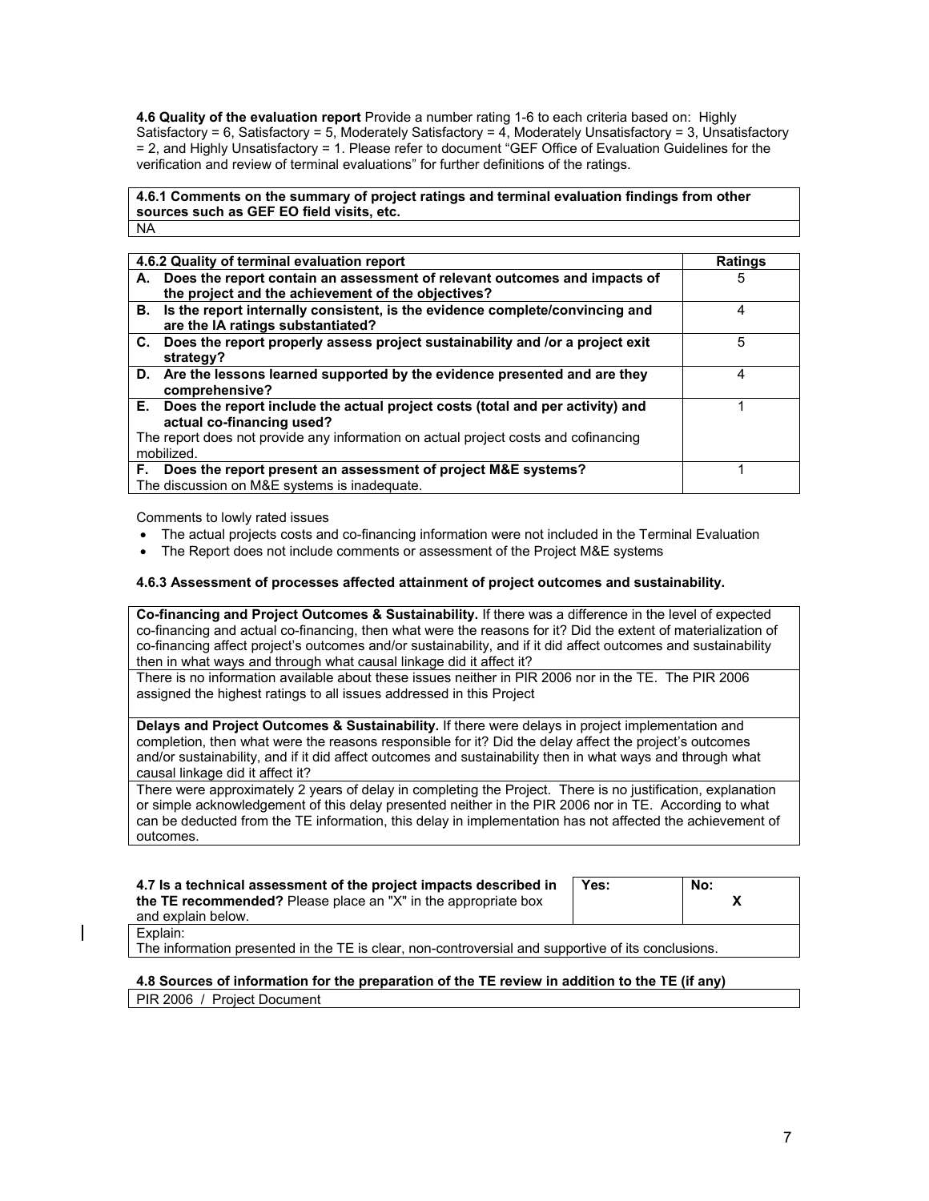**4.6 Quality of the evaluation report** Provide a number rating 1-6 to each criteria based on: Highly Satisfactory = 6, Satisfactory = 5, Moderately Satisfactory = 4, Moderately Unsatisfactory = 3, Unsatisfactory = 2, and Highly Unsatisfactory = 1. Please refer to document "GEF Office of Evaluation Guidelines for the verification and review of terminal evaluations" for further definitions of the ratings.

| **4.6.1 Comments on the summary of project ratings and terminal evaluation findings from other sources such as GEF EO field visits, etc.** |
|---|
| NA |

| **4.6.2 Quality of terminal evaluation report** | **Ratings** |
|---|---|
| **A. Does the report contain an assessment of relevant outcomes and impacts of the project and the achievement of the objectives?** | 5 |
| **B. Is the report internally consistent, is the evidence complete/convincing and are the IA ratings substantiated?** | 4 |
| **C. Does the report properly assess project sustainability and /or a project exit strategy?** | 5 |
| **D. Are the lessons learned supported by the evidence presented and are they comprehensive?** | 4 |
| **E. Does the report include the actual project costs (total and per activity) and actual co-financing used?** The report does not provide any information on actual project costs and cofinancing mobilized. | 1 |
| **F. Does the report present an assessment of project M&E systems?** The discussion on M&E systems is inadequate. | 1 |

Comments to lowly rated issues

- The actual projects costs and co-financing information were not included in the Terminal Evaluation
- The Report does not include comments or assessment of the Project M&E systems

**4.6.3 Assessment of processes affected attainment of project outcomes and sustainability.**

| |
|---|
| **Co-financing and Project Outcomes & Sustainability.** If there was a difference in the level of expected co-financing and actual co-financing, then what were the reasons for it? Did the extent of materialization of co-financing affect project's outcomes and/or sustainability, and if it did affect outcomes and sustainability then in what ways and through what causal linkage did it affect it? |
| There is no information available about these issues neither in PIR 2006 nor in the TE. The PIR 2006 assigned the highest ratings to all issues addressed in this Project |
| **Delays and Project Outcomes & Sustainability.** If there were delays in project implementation and completion, then what were the reasons responsible for it? Did the delay affect the project's outcomes and/or sustainability, and if it did affect outcomes and sustainability then in what ways and through what causal linkage did it affect it? |
| There were approximately 2 years of delay in completing the Project. There is no justification, explanation or simple acknowledgement of this delay presented neither in the PIR 2006 nor in TE. According to what can be deducted from the TE information, this delay in implementation has not affected the achievement of outcomes. |

| **4.7 Is a technical assessment of the project impacts described in the TE recommended?** Please place an "X" in the appropriate box and explain below. | Yes: | No: X |
|---|---|---|
| Explain: The information presented in the TE is clear, non-controversial and supportive of its conclusions. | | |

| **4.8 Sources of information for the preparation of the TE review in addition to the TE (if any)** |
|---|
| PIR 2006 / Project Document |